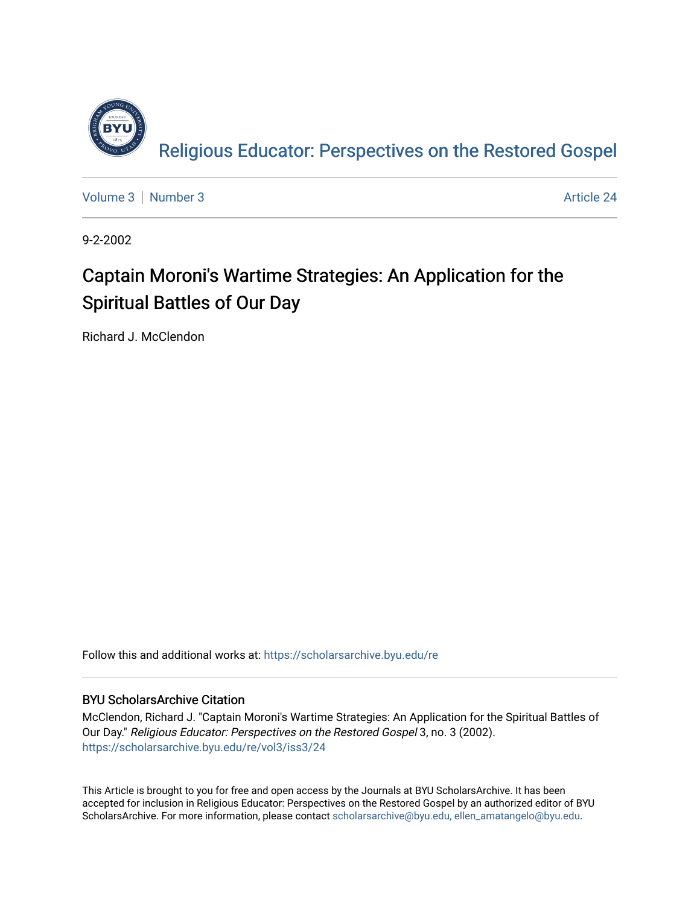Religious Educator: Perspectives on the Restored Gospel

Volume 3 | Number 3 | Article 24

9-2-2002

# Captain Moroni's Wartime Strategies: An Application for the Spiritual Battles of Our Day

Richard J. McClendon

Follow this and additional works at: https://scholarsarchive.byu.edu/re

## BYU ScholarsArchive Citation

McClendon, Richard J. "Captain Moroni's Wartime Strategies: An Application for the Spiritual Battles of Our Day." *Religious Educator: Perspectives on the Restored Gospel* 3, no. 3 (2002). https://scholarsarchive.byu.edu/re/vol3/iss3/24

This Article is brought to you for free and open access by the Journals at BYU ScholarsArchive. It has been accepted for inclusion in Religious Educator: Perspectives on the Restored Gospel by an authorized editor of BYU ScholarsArchive. For more information, please contact scholarsarchive@byu.edu, ellen_amatangelo@byu.edu.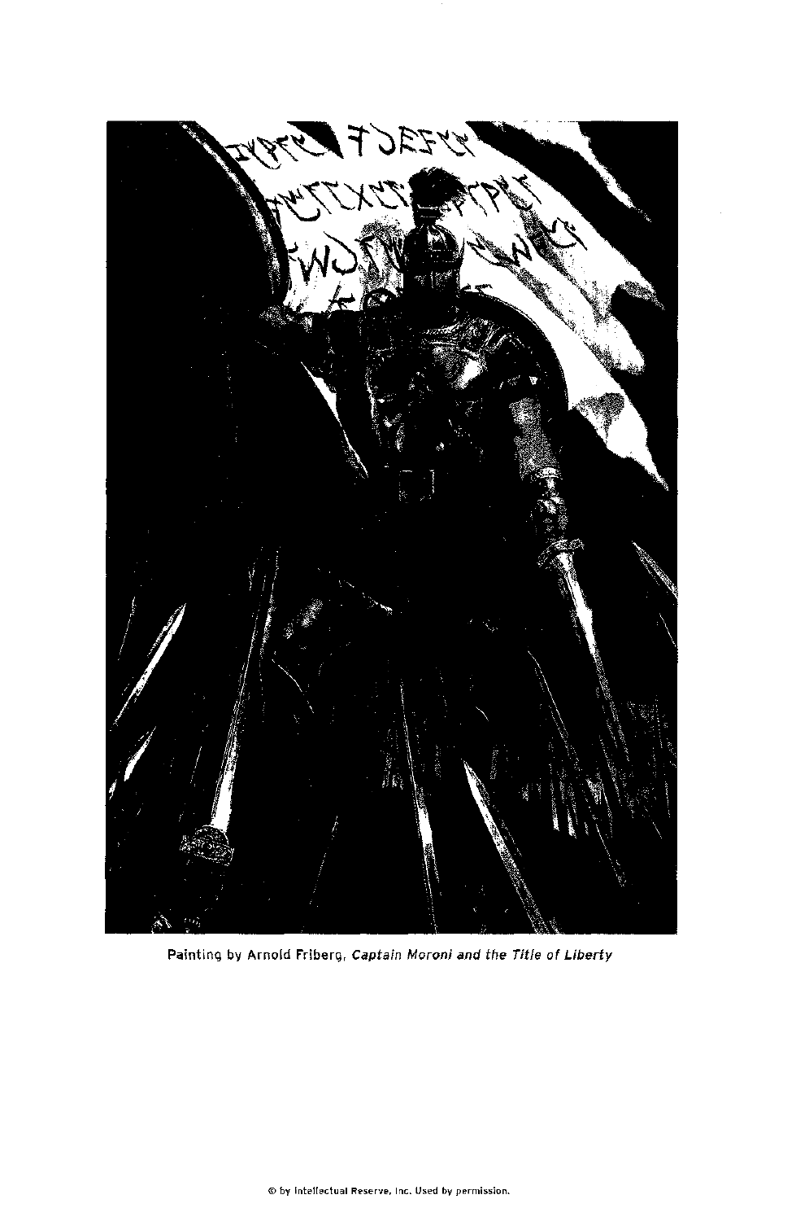Painting by Arnold Friberg, *Captain Moroni and the Title of Liberty*

© by Intellectual Reserve, Inc. Used by permission.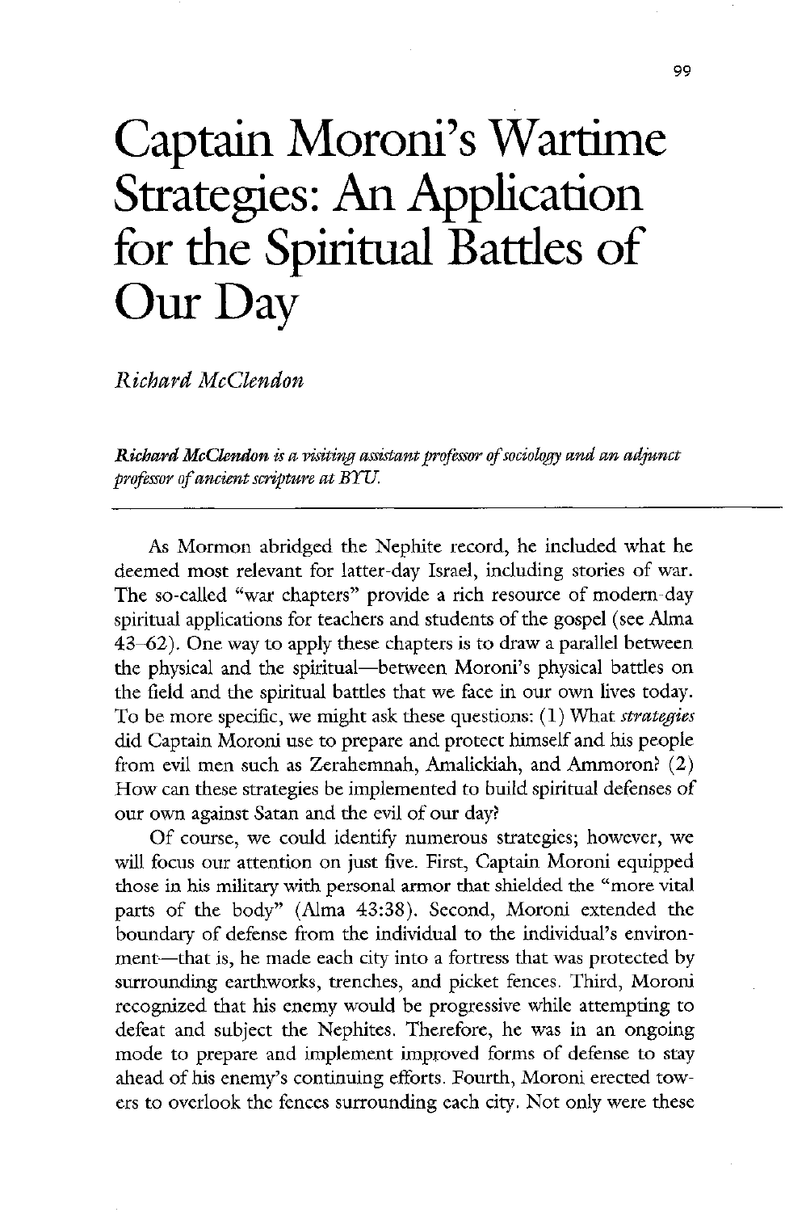# Captain Moroni's Wartime Strategies: An Application for the Spiritual Battles of Our Day

*Richard McClendon*

***Richard McClendon** is a visiting assistant professor of sociology and an adjunct professor of ancient scripture at BYU.*

---

As Mormon abridged the Nephite record, he included what he deemed most relevant for latter-day Israel, including stories of war. The so-called "war chapters" provide a rich resource of modern-day spiritual applications for teachers and students of the gospel (see Alma 43–62). One way to apply these chapters is to draw a parallel between the physical and the spiritual—between Moroni's physical battles on the field and the spiritual battles that we face in our own lives today. To be more specific, we might ask these questions: (1) What *strategies* did Captain Moroni use to prepare and protect himself and his people from evil men such as Zerahemnah, Amalickiah, and Ammoron? (2) How can these strategies be implemented to build spiritual defenses of our own against Satan and the evil of our day?

Of course, we could identify numerous strategies; however, we will focus our attention on just five. First, Captain Moroni equipped those in his military with personal armor that shielded the "more vital parts of the body" (Alma 43:38). Second, Moroni extended the boundary of defense from the individual to the individual's environment—that is, he made each city into a fortress that was protected by surrounding earthworks, trenches, and picket fences. Third, Moroni recognized that his enemy would be progressive while attempting to defeat and subject the Nephites. Therefore, he was in an ongoing mode to prepare and implement improved forms of defense to stay ahead of his enemy's continuing efforts. Fourth, Moroni erected towers to overlook the fences surrounding each city. Not only were these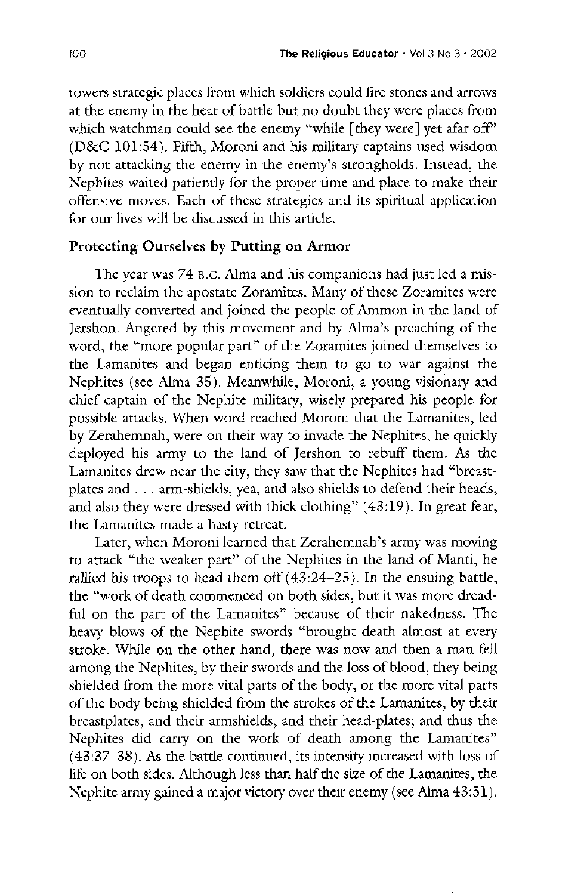towers strategic places from which soldiers could fire stones and arrows at the enemy in the heat of battle but no doubt they were places from which watchman could see the enemy "while [they were] yet afar off" (D&C 101:54). Fifth, Moroni and his military captains used wisdom by not attacking the enemy in the enemy's strongholds. Instead, the Nephites waited patiently for the proper time and place to make their offensive moves. Each of these strategies and its spiritual application for our lives will be discussed in this article.

### Protecting Ourselves by Putting on Armor

The year was 74 B.C. Alma and his companions had just led a mission to reclaim the apostate Zoramites. Many of these Zoramites were eventually converted and joined the people of Ammon in the land of Jershon. Angered by this movement and by Alma's preaching of the word, the "more popular part" of the Zoramites joined themselves to the Lamanites and began enticing them to go to war against the Nephites (see Alma 35). Meanwhile, Moroni, a young visionary and chief captain of the Nephite military, wisely prepared his people for possible attacks. When word reached Moroni that the Lamanites, led by Zerahemnah, were on their way to invade the Nephites, he quickly deployed his army to the land of Jershon to rebuff them. As the Lamanites drew near the city, they saw that the Nephites had "breastplates and . . . arm-shields, yea, and also shields to defend their heads, and also they were dressed with thick clothing" (43:19). In great fear, the Lamanites made a hasty retreat.

Later, when Moroni learned that Zerahemnah's army was moving to attack "the weaker part" of the Nephites in the land of Manti, he rallied his troops to head them off (43:24–25). In the ensuing battle, the "work of death commenced on both sides, but it was more dreadful on the part of the Lamanites" because of their nakedness. The heavy blows of the Nephite swords "brought death almost at every stroke. While on the other hand, there was now and then a man fell among the Nephites, by their swords and the loss of blood, they being shielded from the more vital parts of the body, or the more vital parts of the body being shielded from the strokes of the Lamanites, by their breastplates, and their armshields, and their head-plates; and thus the Nephites did carry on the work of death among the Lamanites" (43:37–38). As the battle continued, its intensity increased with loss of life on both sides. Although less than half the size of the Lamanites, the Nephite army gained a major victory over their enemy (see Alma 43:51).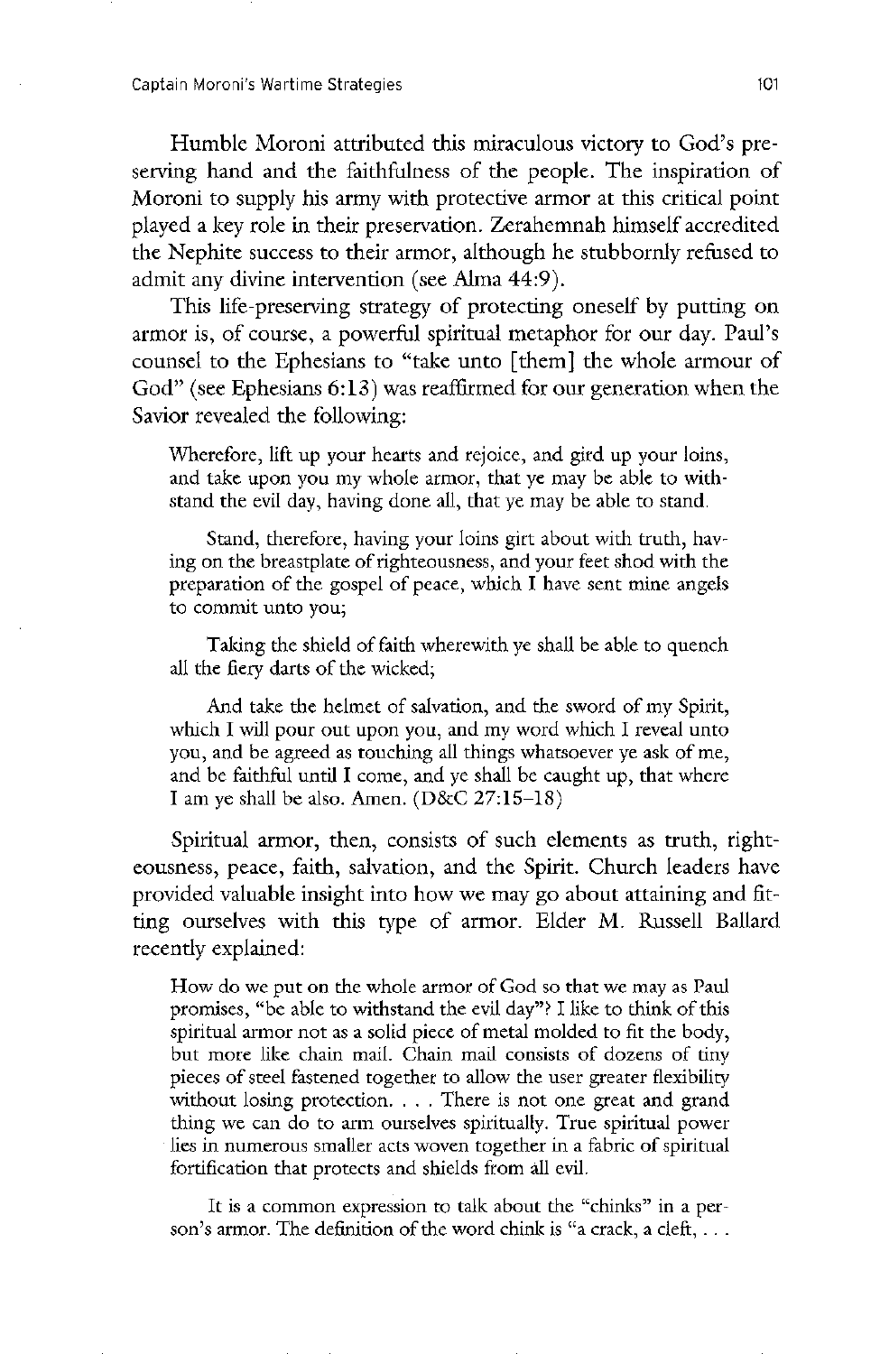Humble Moroni attributed this miraculous victory to God's preserving hand and the faithfulness of the people. The inspiration of Moroni to supply his army with protective armor at this critical point played a key role in their preservation. Zerahemnah himself accredited the Nephite success to their armor, although he stubbornly refused to admit any divine intervention (see Alma 44:9).

This life-preserving strategy of protecting oneself by putting on armor is, of course, a powerful spiritual metaphor for our day. Paul's counsel to the Ephesians to "take unto [them] the whole armour of God" (see Ephesians 6:13) was reaffirmed for our generation when the Savior revealed the following:

> Wherefore, lift up your hearts and rejoice, and gird up your loins, and take upon you my whole armor, that ye may be able to withstand the evil day, having done all, that ye may be able to stand.
>
> Stand, therefore, having your loins girt about with truth, having on the breastplate of righteousness, and your feet shod with the preparation of the gospel of peace, which I have sent mine angels to commit unto you;
>
> Taking the shield of faith wherewith ye shall be able to quench all the fiery darts of the wicked;
>
> And take the helmet of salvation, and the sword of my Spirit, which I will pour out upon you, and my word which I reveal unto you, and be agreed as touching all things whatsoever ye ask of me, and be faithful until I come, and ye shall be caught up, that where I am ye shall be also. Amen. (D&C 27:15–18)

Spiritual armor, then, consists of such elements as truth, righteousness, peace, faith, salvation, and the Spirit. Church leaders have provided valuable insight into how we may go about attaining and fitting ourselves with this type of armor. Elder M. Russell Ballard recently explained:

> How do we put on the whole armor of God so that we may as Paul promises, "be able to withstand the evil day"? I like to think of this spiritual armor not as a solid piece of metal molded to fit the body, but more like chain mail. Chain mail consists of dozens of tiny pieces of steel fastened together to allow the user greater flexibility without losing protection. . . . There is not one great and grand thing we can do to arm ourselves spiritually. True spiritual power lies in numerous smaller acts woven together in a fabric of spiritual fortification that protects and shields from all evil.
>
> It is a common expression to talk about the "chinks" in a person's armor. The definition of the word chink is "a crack, a cleft, . . .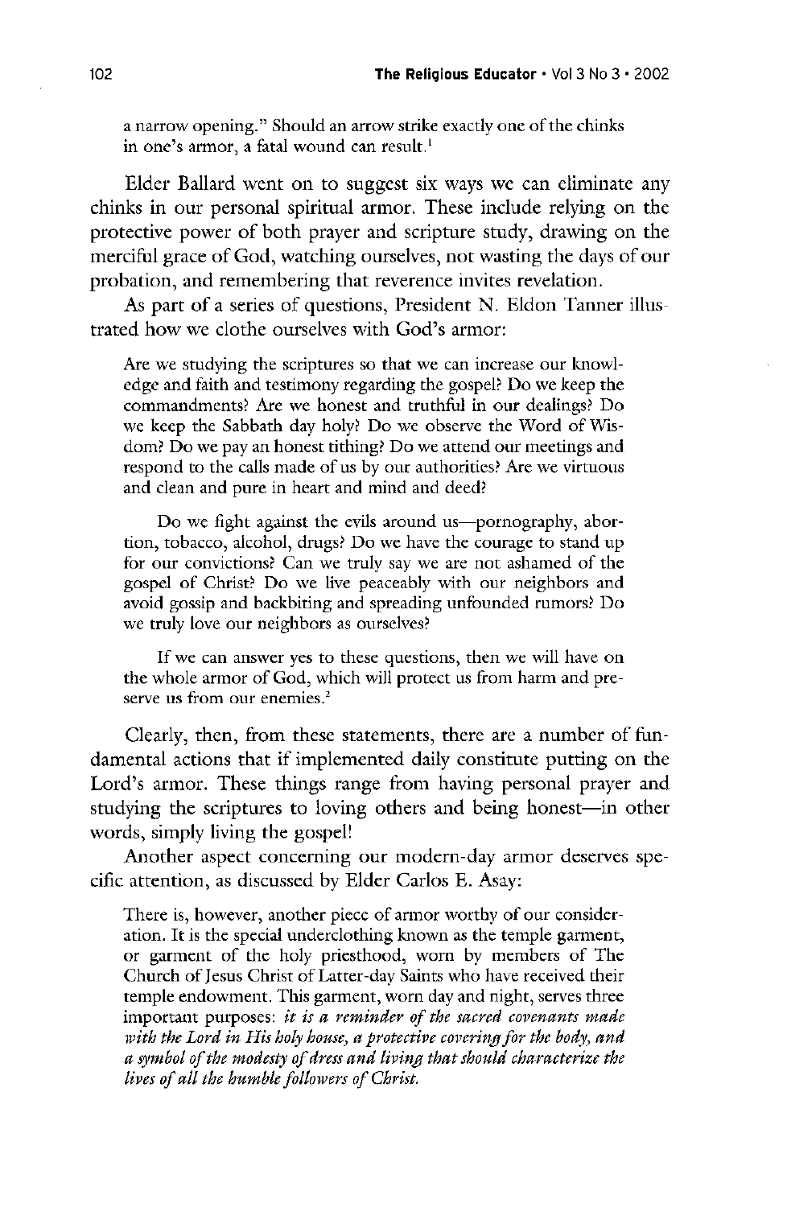a narrow opening." Should an arrow strike exactly one of the chinks in one's armor, a fatal wound can result.[1]

Elder Ballard went on to suggest six ways we can eliminate any chinks in our personal spiritual armor. These include relying on the protective power of both prayer and scripture study, drawing on the merciful grace of God, watching ourselves, not wasting the days of our probation, and remembering that reverence invites revelation.

As part of a series of questions, President N. Eldon Tanner illustrated how we clothe ourselves with God's armor:

> Are we studying the scriptures so that we can increase our knowledge and faith and testimony regarding the gospel? Do we keep the commandments? Are we honest and truthful in our dealings? Do we keep the Sabbath day holy? Do we observe the Word of Wisdom? Do we pay an honest tithing? Do we attend our meetings and respond to the calls made of us by our authorities? Are we virtuous and clean and pure in heart and mind and deed?
>
> Do we fight against the evils around us—pornography, abortion, tobacco, alcohol, drugs? Do we have the courage to stand up for our convictions? Can we truly say we are not ashamed of the gospel of Christ? Do we live peaceably with our neighbors and avoid gossip and backbiting and spreading unfounded rumors? Do we truly love our neighbors as ourselves?
>
> If we can answer yes to these questions, then we will have on the whole armor of God, which will protect us from harm and preserve us from our enemies.[2]

Clearly, then, from these statements, there are a number of fundamental actions that if implemented daily constitute putting on the Lord's armor. These things range from having personal prayer and studying the scriptures to loving others and being honest—in other words, simply living the gospel!

Another aspect concerning our modern-day armor deserves specific attention, as discussed by Elder Carlos E. Asay:

> There is, however, another piece of armor worthy of our consideration. It is the special underclothing known as the temple garment, or garment of the holy priesthood, worn by members of The Church of Jesus Christ of Latter-day Saints who have received their temple endowment. This garment, worn day and night, serves three important purposes: *it is a reminder of the sacred covenants made with the Lord in His holy house, a protective covering for the body, and a symbol of the modesty of dress and living that should characterize the lives of all the humble followers of Christ.*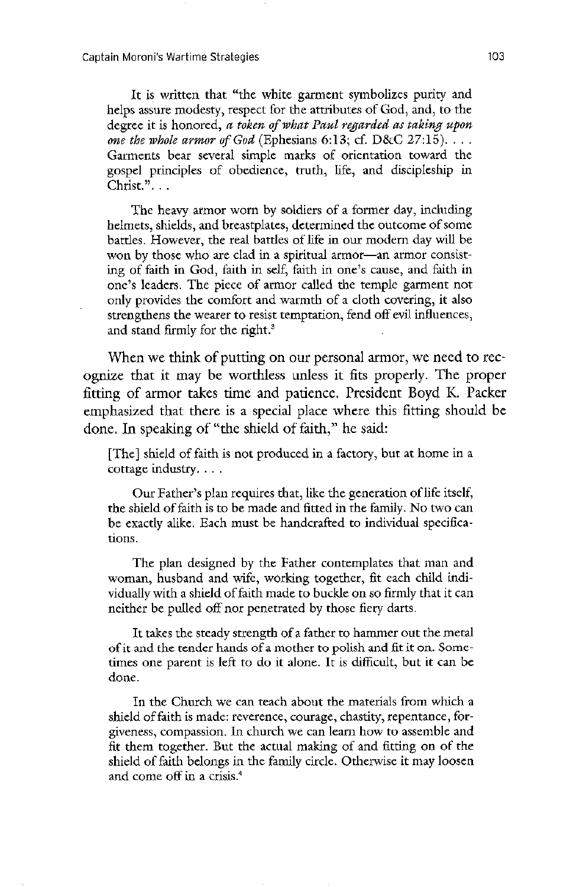It is written that "the white garment symbolizes purity and helps assure modesty, respect for the attributes of God, and, to the degree it is honored, *a token of what Paul regarded as taking upon one the whole armor of God* (Ephesians 6:13; cf. D&C 27:15). . . . Garments bear several simple marks of orientation toward the gospel principles of obedience, truth, life, and discipleship in Christ." . . .

> The heavy armor worn by soldiers of a former day, including helmets, shields, and breastplates, determined the outcome of some battles. However, the real battles of life in our modern day will be won by those who are clad in a spiritual armor—an armor consisting of faith in God, faith in self, faith in one's cause, and faith in one's leaders. The piece of armor called the temple garment not only provides the comfort and warmth of a cloth covering, it also strengthens the wearer to resist temptation, fend off evil influences, and stand firmly for the right.[3]

When we think of putting on our personal armor, we need to recognize that it may be worthless unless it fits properly. The proper fitting of armor takes time and patience. President Boyd K. Packer emphasized that there is a special place where this fitting should be done. In speaking of "the shield of faith," he said:

> [The] shield of faith is not produced in a factory, but at home in a cottage industry. . . .
>
> Our Father's plan requires that, like the generation of life itself, the shield of faith is to be made and fitted in the family. No two can be exactly alike. Each must be handcrafted to individual specifications.
>
> The plan designed by the Father contemplates that man and woman, husband and wife, working together, fit each child individually with a shield of faith made to buckle on so firmly that it can neither be pulled off nor penetrated by those fiery darts.
>
> It takes the steady strength of a father to hammer out the metal of it and the tender hands of a mother to polish and fit it on. Sometimes one parent is left to do it alone. It is difficult, but it can be done.
>
> In the Church we can teach about the materials from which a shield of faith is made: reverence, courage, chastity, repentance, forgiveness, compassion. In church we can learn how to assemble and fit them together. But the actual making of and fitting on of the shield of faith belongs in the family circle. Otherwise it may loosen and come off in a crisis.[4]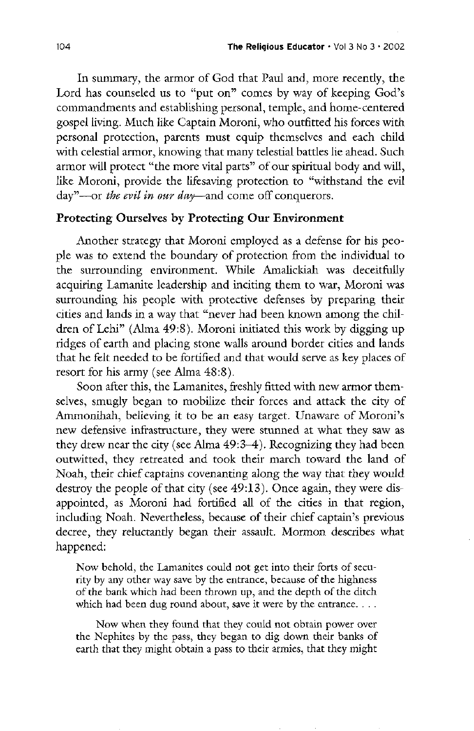In summary, the armor of God that Paul and, more recently, the Lord has counseled us to "put on" comes by way of keeping God's commandments and establishing personal, temple, and home-centered gospel living. Much like Captain Moroni, who outfitted his forces with personal protection, parents must equip themselves and each child with celestial armor, knowing that many telestial battles lie ahead. Such armor will protect "the more vital parts" of our spiritual body and will, like Moroni, provide the lifesaving protection to "withstand the evil day"—or *the evil in our day*—and come off conquerors.

### Protecting Ourselves by Protecting Our Environment

Another strategy that Moroni employed as a defense for his people was to extend the boundary of protection from the individual to the surrounding environment. While Amalickiah was deceitfully acquiring Lamanite leadership and inciting them to war, Moroni was surrounding his people with protective defenses by preparing their cities and lands in a way that "never had been known among the children of Lehi" (Alma 49:8). Moroni initiated this work by digging up ridges of earth and placing stone walls around border cities and lands that he felt needed to be fortified and that would serve as key places of resort for his army (see Alma 48:8).

Soon after this, the Lamanites, freshly fitted with new armor themselves, smugly began to mobilize their forces and attack the city of Ammonihah, believing it to be an easy target. Unaware of Moroni's new defensive infrastructure, they were stunned at what they saw as they drew near the city (see Alma 49:3–4). Recognizing they had been outwitted, they retreated and took their march toward the land of Noah, their chief captains covenanting along the way that they would destroy the people of that city (see 49:13). Once again, they were disappointed, as Moroni had fortified all of the cities in that region, including Noah. Nevertheless, because of their chief captain's previous decree, they reluctantly began their assault. Mormon describes what happened:

> Now behold, the Lamanites could not get into their forts of security by any other way save by the entrance, because of the highness of the bank which had been thrown up, and the depth of the ditch which had been dug round about, save it were by the entrance. . . .
>
> Now when they found that they could not obtain power over the Nephites by the pass, they began to dig down their banks of earth that they might obtain a pass to their armies, that they might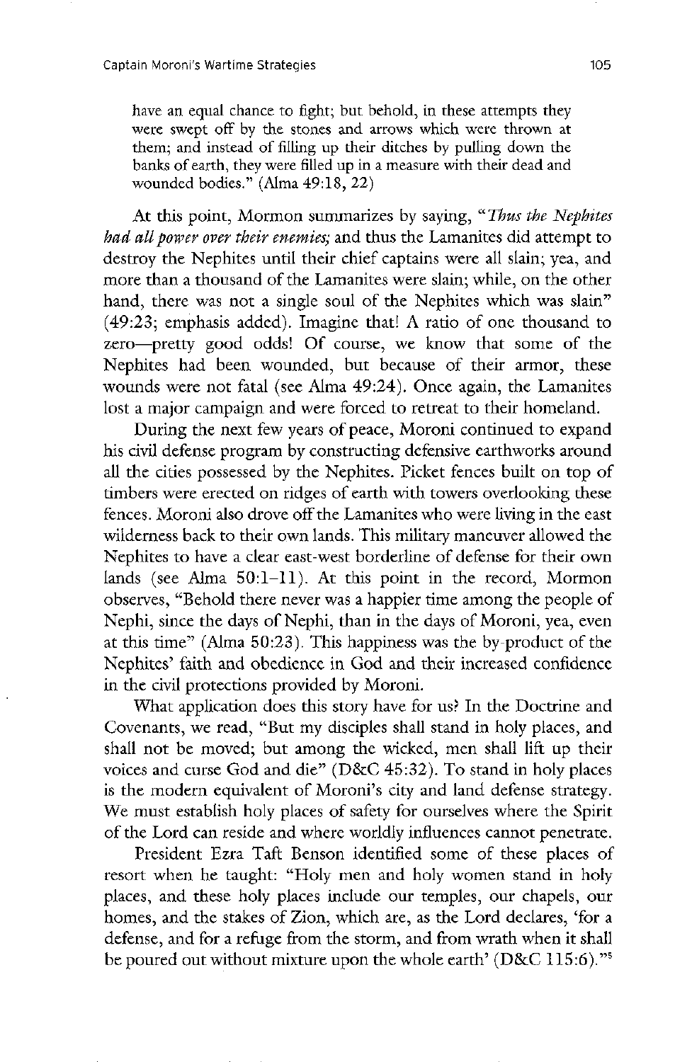> have an equal chance to fight; but behold, in these attempts they were swept off by the stones and arrows which were thrown at them; and instead of filling up their ditches by pulling down the banks of earth, they were filled up in a measure with their dead and wounded bodies." (Alma 49:18, 22)

At this point, Mormon summarizes by saying, "*Thus the Nephites had all power over their enemies;* and thus the Lamanites did attempt to destroy the Nephites until their chief captains were all slain; yea, and more than a thousand of the Lamanites were slain; while, on the other hand, there was not a single soul of the Nephites which was slain" (49:23; emphasis added). Imagine that! A ratio of one thousand to zero—pretty good odds! Of course, we know that some of the Nephites had been wounded, but because of their armor, these wounds were not fatal (see Alma 49:24). Once again, the Lamanites lost a major campaign and were forced to retreat to their homeland.

During the next few years of peace, Moroni continued to expand his civil defense program by constructing defensive earthworks around all the cities possessed by the Nephites. Picket fences built on top of timbers were erected on ridges of earth with towers overlooking these fences. Moroni also drove off the Lamanites who were living in the east wilderness back to their own lands. This military maneuver allowed the Nephites to have a clear east-west borderline of defense for their own lands (see Alma 50:1–11). At this point in the record, Mormon observes, "Behold there never was a happier time among the people of Nephi, since the days of Nephi, than in the days of Moroni, yea, even at this time" (Alma 50:23). This happiness was the by-product of the Nephites' faith and obedience in God and their increased confidence in the civil protections provided by Moroni.

What application does this story have for us? In the Doctrine and Covenants, we read, "But my disciples shall stand in holy places, and shall not be moved; but among the wicked, men shall lift up their voices and curse God and die" (D&C 45:32). To stand in holy places is the modern equivalent of Moroni's city and land defense strategy. We must establish holy places of safety for ourselves where the Spirit of the Lord can reside and where worldly influences cannot penetrate.

President Ezra Taft Benson identified some of these places of resort when he taught: "Holy men and holy women stand in holy places, and these holy places include our temples, our chapels, our homes, and the stakes of Zion, which are, as the Lord declares, 'for a defense, and for a refuge from the storm, and from wrath when it shall be poured out without mixture upon the whole earth' (D&C 115:6)."[5]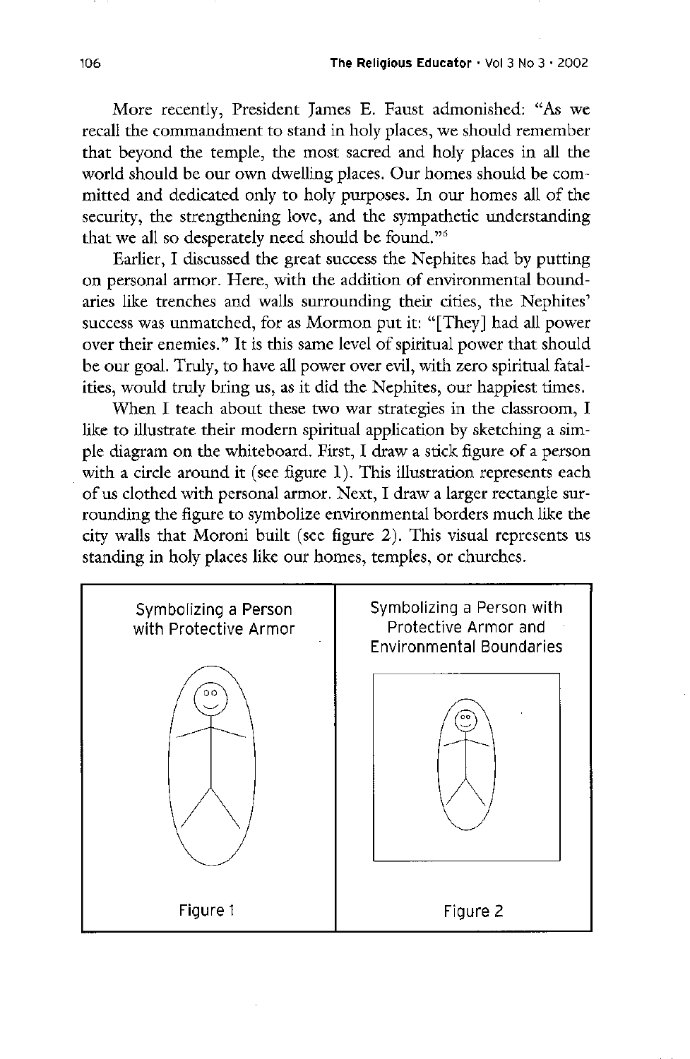More recently, President James E. Faust admonished: "As we recall the commandment to stand in holy places, we should remember that beyond the temple, the most sacred and holy places in all the world should be our own dwelling places. Our homes should be committed and dedicated only to holy purposes. In our homes all of the security, the strengthening love, and the sympathetic understanding that we all so desperately need should be found."[6]

Earlier, I discussed the great success the Nephites had by putting on personal armor. Here, with the addition of environmental boundaries like trenches and walls surrounding their cities, the Nephites' success was unmatched, for as Mormon put it: "[They] had all power over their enemies." It is this same level of spiritual power that should be our goal. Truly, to have all power over evil, with zero spiritual fatalities, would truly bring us, as it did the Nephites, our happiest times.

When I teach about these two war strategies in the classroom, I like to illustrate their modern spiritual application by sketching a simple diagram on the whiteboard. First, I draw a stick figure of a person with a circle around it (see figure 1). This illustration represents each of us clothed with personal armor. Next, I draw a larger rectangle surrounding the figure to symbolize environmental borders much like the city walls that Moroni built (see figure 2). This visual represents us standing in holy places like our homes, temples, or churches.

Symbolizing a Person with Protective Armor

Figure 1

Symbolizing a Person with Protective Armor and Environmental Boundaries

Figure 2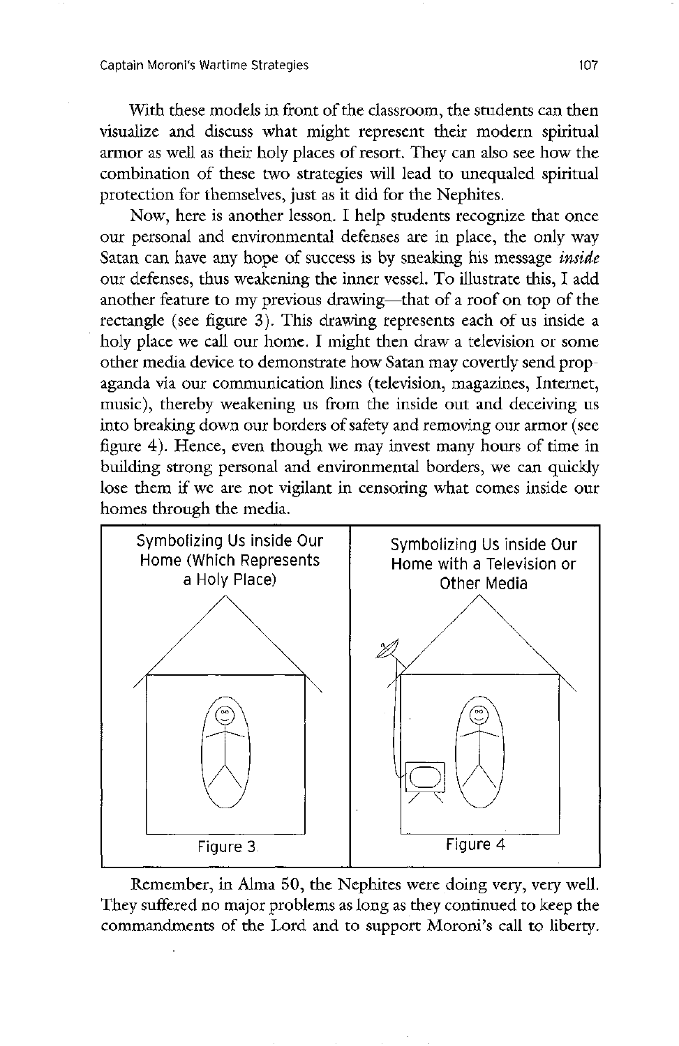With these models in front of the classroom, the students can then visualize and discuss what might represent their modern spiritual armor as well as their holy places of resort. They can also see how the combination of these two strategies will lead to unequaled spiritual protection for themselves, just as it did for the Nephites.

Now, here is another lesson. I help students recognize that once our personal and environmental defenses are in place, the only way Satan can have any hope of success is by sneaking his message *inside* our defenses, thus weakening the inner vessel. To illustrate this, I add another feature to my previous drawing—that of a roof on top of the rectangle (see figure 3). This drawing represents each of us inside a holy place we call our home. I might then draw a television or some other media device to demonstrate how Satan may covertly send propaganda via our communication lines (television, magazines, Internet, music), thereby weakening us from the inside out and deceiving us into breaking down our borders of safety and removing our armor (see figure 4). Hence, even though we may invest many hours of time in building strong personal and environmental borders, we can quickly lose them if we are not vigilant in censoring what comes inside our homes through the media.

Symbolizing Us inside Our Home (Which Represents a Holy Place)

Figure 3

Symbolizing Us inside Our Home with a Television or Other Media

Figure 4

Remember, in Alma 50, the Nephites were doing very, very well. They suffered no major problems as long as they continued to keep the commandments of the Lord and to support Moroni's call to liberty.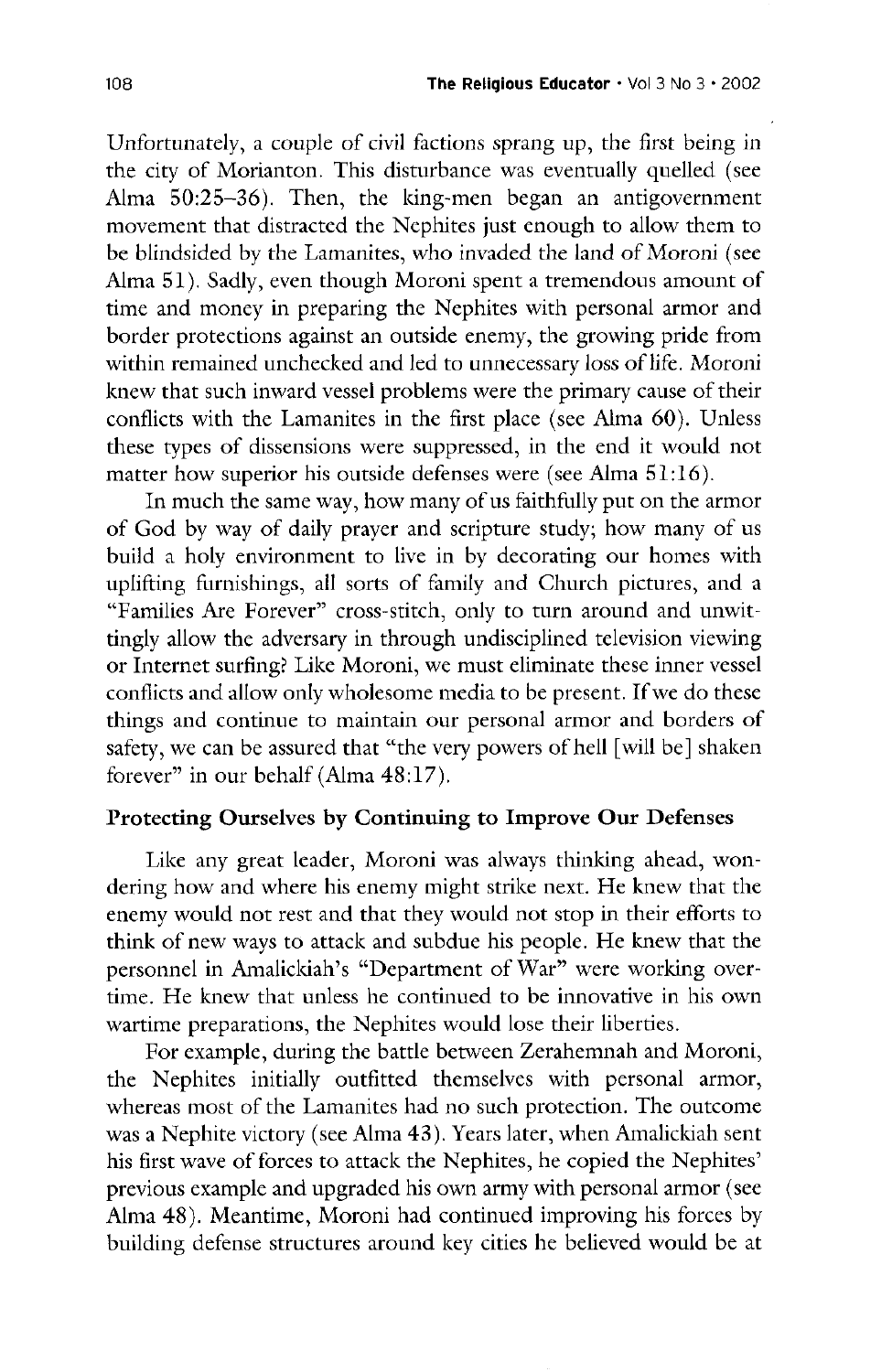Unfortunately, a couple of civil factions sprang up, the first being in the city of Morianton. This disturbance was eventually quelled (see Alma 50:25–36). Then, the king-men began an antigovernment movement that distracted the Nephites just enough to allow them to be blindsided by the Lamanites, who invaded the land of Moroni (see Alma 51). Sadly, even though Moroni spent a tremendous amount of time and money in preparing the Nephites with personal armor and border protections against an outside enemy, the growing pride from within remained unchecked and led to unnecessary loss of life. Moroni knew that such inward vessel problems were the primary cause of their conflicts with the Lamanites in the first place (see Alma 60). Unless these types of dissensions were suppressed, in the end it would not matter how superior his outside defenses were (see Alma 51:16).

In much the same way, how many of us faithfully put on the armor of God by way of daily prayer and scripture study; how many of us build a holy environment to live in by decorating our homes with uplifting furnishings, all sorts of family and Church pictures, and a "Families Are Forever" cross-stitch, only to turn around and unwittingly allow the adversary in through undisciplined television viewing or Internet surfing? Like Moroni, we must eliminate these inner vessel conflicts and allow only wholesome media to be present. If we do these things and continue to maintain our personal armor and borders of safety, we can be assured that "the very powers of hell [will be] shaken forever" in our behalf (Alma 48:17).

### Protecting Ourselves by Continuing to Improve Our Defenses

Like any great leader, Moroni was always thinking ahead, wondering how and where his enemy might strike next. He knew that the enemy would not rest and that they would not stop in their efforts to think of new ways to attack and subdue his people. He knew that the personnel in Amalickiah's "Department of War" were working overtime. He knew that unless he continued to be innovative in his own wartime preparations, the Nephites would lose their liberties.

For example, during the battle between Zerahemnah and Moroni, the Nephites initially outfitted themselves with personal armor, whereas most of the Lamanites had no such protection. The outcome was a Nephite victory (see Alma 43). Years later, when Amalickiah sent his first wave of forces to attack the Nephites, he copied the Nephites' previous example and upgraded his own army with personal armor (see Alma 48). Meantime, Moroni had continued improving his forces by building defense structures around key cities he believed would be at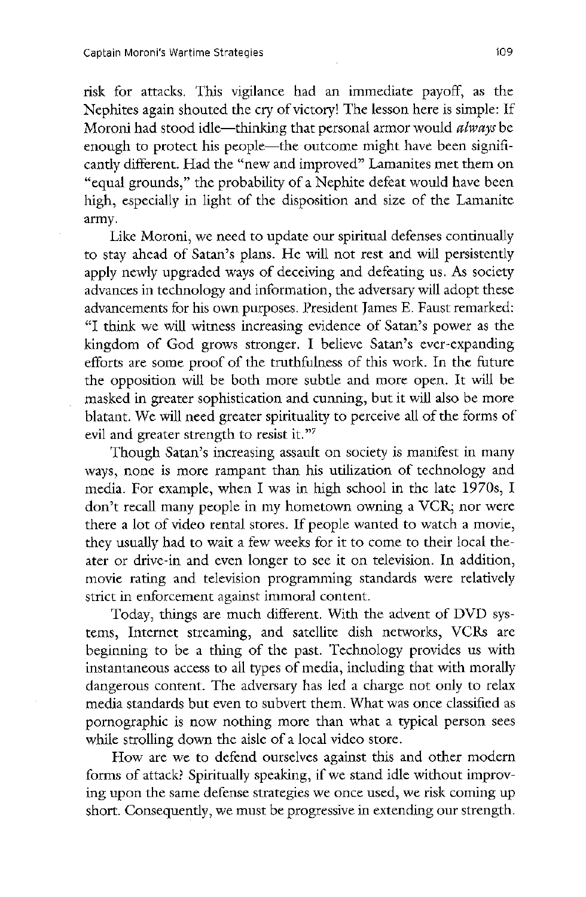risk for attacks. This vigilance had an immediate payoff, as the Nephites again shouted the cry of victory! The lesson here is simple: If Moroni had stood idle—thinking that personal armor would *always* be enough to protect his people—the outcome might have been significantly different. Had the "new and improved" Lamanites met them on "equal grounds," the probability of a Nephite defeat would have been high, especially in light of the disposition and size of the Lamanite army.

Like Moroni, we need to update our spiritual defenses continually to stay ahead of Satan's plans. He will not rest and will persistently apply newly upgraded ways of deceiving and defeating us. As society advances in technology and information, the adversary will adopt these advancements for his own purposes. President James E. Faust remarked: "I think we will witness increasing evidence of Satan's power as the kingdom of God grows stronger. I believe Satan's ever-expanding efforts are some proof of the truthfulness of this work. In the future the opposition will be both more subtle and more open. It will be masked in greater sophistication and cunning, but it will also be more blatant. We will need greater spirituality to perceive all of the forms of evil and greater strength to resist it."[7]

Though Satan's increasing assault on society is manifest in many ways, none is more rampant than his utilization of technology and media. For example, when I was in high school in the late 1970s, I don't recall many people in my hometown owning a VCR; nor were there a lot of video rental stores. If people wanted to watch a movie, they usually had to wait a few weeks for it to come to their local theater or drive-in and even longer to see it on television. In addition, movie rating and television programming standards were relatively strict in enforcement against immoral content.

Today, things are much different. With the advent of DVD systems, Internet streaming, and satellite dish networks, VCRs are beginning to be a thing of the past. Technology provides us with instantaneous access to all types of media, including that with morally dangerous content. The adversary has led a charge not only to relax media standards but even to subvert them. What was once classified as pornographic is now nothing more than what a typical person sees while strolling down the aisle of a local video store.

How are we to defend ourselves against this and other modern forms of attack? Spiritually speaking, if we stand idle without improving upon the same defense strategies we once used, we risk coming up short. Consequently, we must be progressive in extending our strength.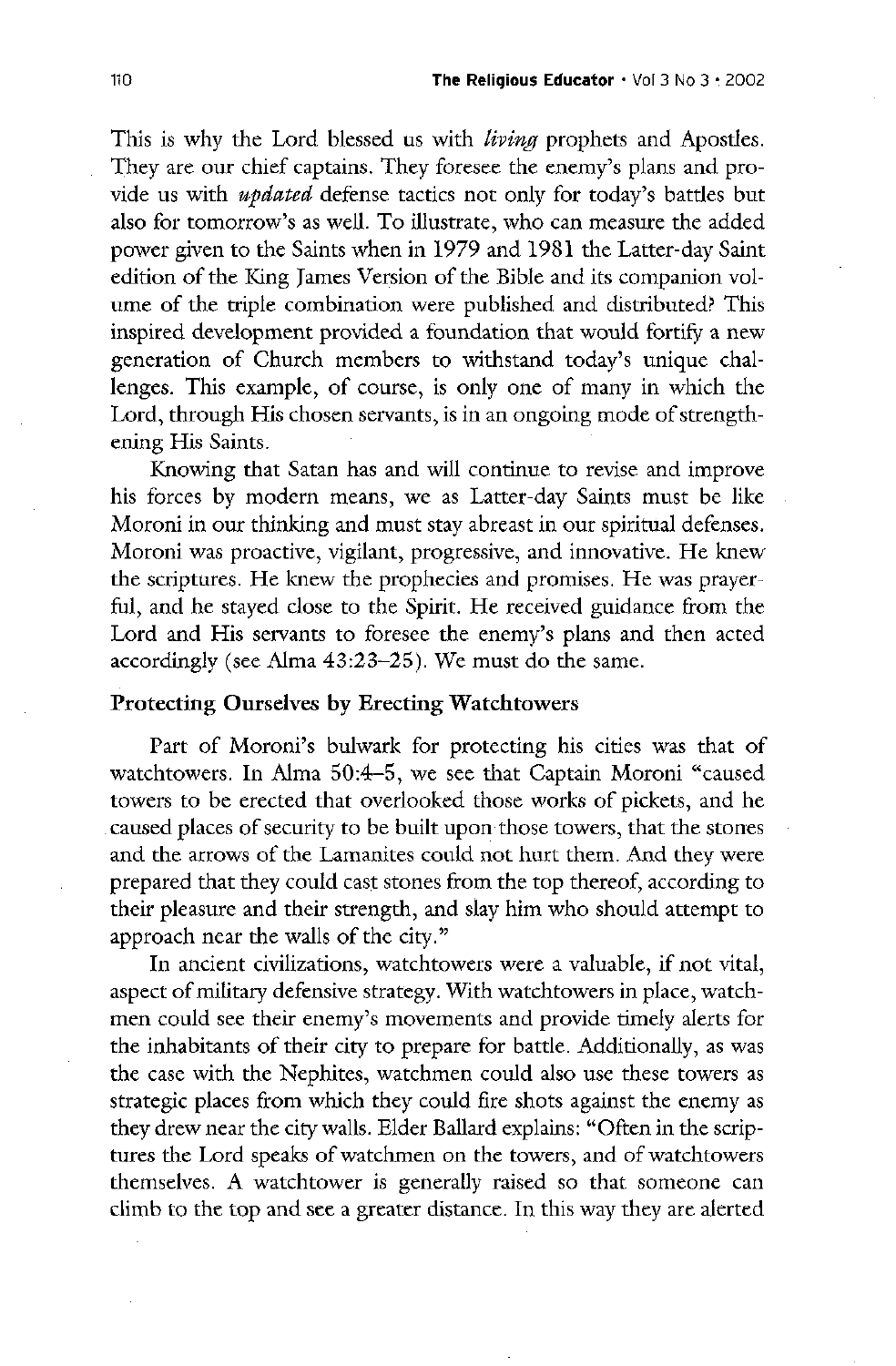This is why the Lord blessed us with *living* prophets and Apostles. They are our chief captains. They foresee the enemy's plans and provide us with *updated* defense tactics not only for today's battles but also for tomorrow's as well. To illustrate, who can measure the added power given to the Saints when in 1979 and 1981 the Latter-day Saint edition of the King James Version of the Bible and its companion volume of the triple combination were published and distributed? This inspired development provided a foundation that would fortify a new generation of Church members to withstand today's unique challenges. This example, of course, is only one of many in which the Lord, through His chosen servants, is in an ongoing mode of strengthening His Saints.

Knowing that Satan has and will continue to revise and improve his forces by modern means, we as Latter-day Saints must be like Moroni in our thinking and must stay abreast in our spiritual defenses. Moroni was proactive, vigilant, progressive, and innovative. He knew the scriptures. He knew the prophecies and promises. He was prayerful, and he stayed close to the Spirit. He received guidance from the Lord and His servants to foresee the enemy's plans and then acted accordingly (see Alma 43:23–25). We must do the same.

## Protecting Ourselves by Erecting Watchtowers

Part of Moroni's bulwark for protecting his cities was that of watchtowers. In Alma 50:4–5, we see that Captain Moroni "caused towers to be erected that overlooked those works of pickets, and he caused places of security to be built upon those towers, that the stones and the arrows of the Lamanites could not hurt them. And they were prepared that they could cast stones from the top thereof, according to their pleasure and their strength, and slay him who should attempt to approach near the walls of the city."

In ancient civilizations, watchtowers were a valuable, if not vital, aspect of military defensive strategy. With watchtowers in place, watchmen could see their enemy's movements and provide timely alerts for the inhabitants of their city to prepare for battle. Additionally, as was the case with the Nephites, watchmen could also use these towers as strategic places from which they could fire shots against the enemy as they drew near the city walls. Elder Ballard explains: "Often in the scriptures the Lord speaks of watchmen on the towers, and of watchtowers themselves. A watchtower is generally raised so that someone can climb to the top and see a greater distance. In this way they are alerted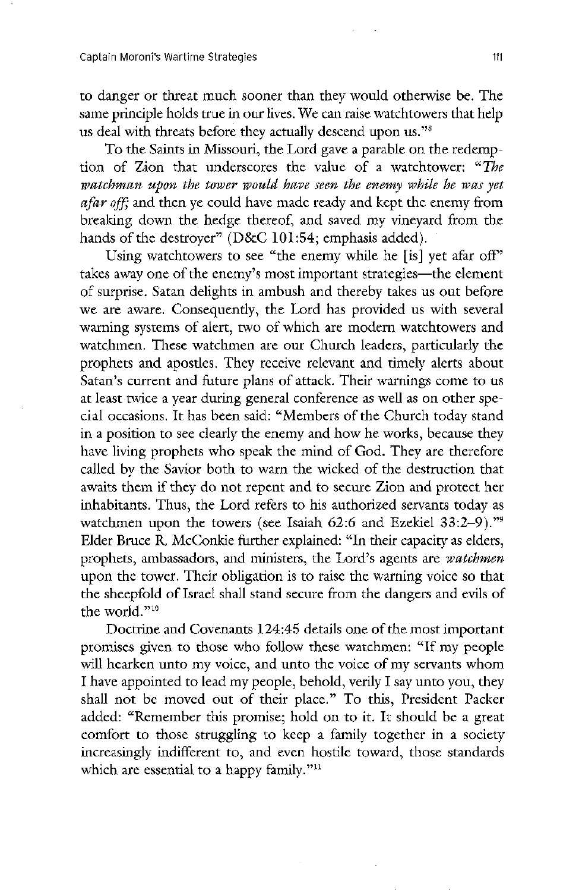to danger or threat much sooner than they would otherwise be. The same principle holds true in our lives. We can raise watchtowers that help us deal with threats before they actually descend upon us."[8]

To the Saints in Missouri, the Lord gave a parable on the redemption of Zion that underscores the value of a watchtower: "*The watchman upon the tower would have seen the enemy while he was yet afar off;* and then ye could have made ready and kept the enemy from breaking down the hedge thereof, and saved my vineyard from the hands of the destroyer" (D&C 101:54; emphasis added).

Using watchtowers to see "the enemy while he [is] yet afar off" takes away one of the enemy's most important strategies—the element of surprise. Satan delights in ambush and thereby takes us out before we are aware. Consequently, the Lord has provided us with several warning systems of alert, two of which are modern watchtowers and watchmen. These watchmen are our Church leaders, particularly the prophets and apostles. They receive relevant and timely alerts about Satan's current and future plans of attack. Their warnings come to us at least twice a year during general conference as well as on other special occasions. It has been said: "Members of the Church today stand in a position to see clearly the enemy and how he works, because they have living prophets who speak the mind of God. They are therefore called by the Savior both to warn the wicked of the destruction that awaits them if they do not repent and to secure Zion and protect her inhabitants. Thus, the Lord refers to his authorized servants today as watchmen upon the towers (see Isaiah 62:6 and Ezekiel 33:2–9)."[9] Elder Bruce R. McConkie further explained: "In their capacity as elders, prophets, ambassadors, and ministers, the Lord's agents are *watchmen* upon the tower. Their obligation is to raise the warning voice so that the sheepfold of Israel shall stand secure from the dangers and evils of the world."[10]

Doctrine and Covenants 124:45 details one of the most important promises given to those who follow these watchmen: "If my people will hearken unto my voice, and unto the voice of my servants whom I have appointed to lead my people, behold, verily I say unto you, they shall not be moved out of their place." To this, President Packer added: "Remember this promise; hold on to it. It should be a great comfort to those struggling to keep a family together in a society increasingly indifferent to, and even hostile toward, those standards which are essential to a happy family."[11]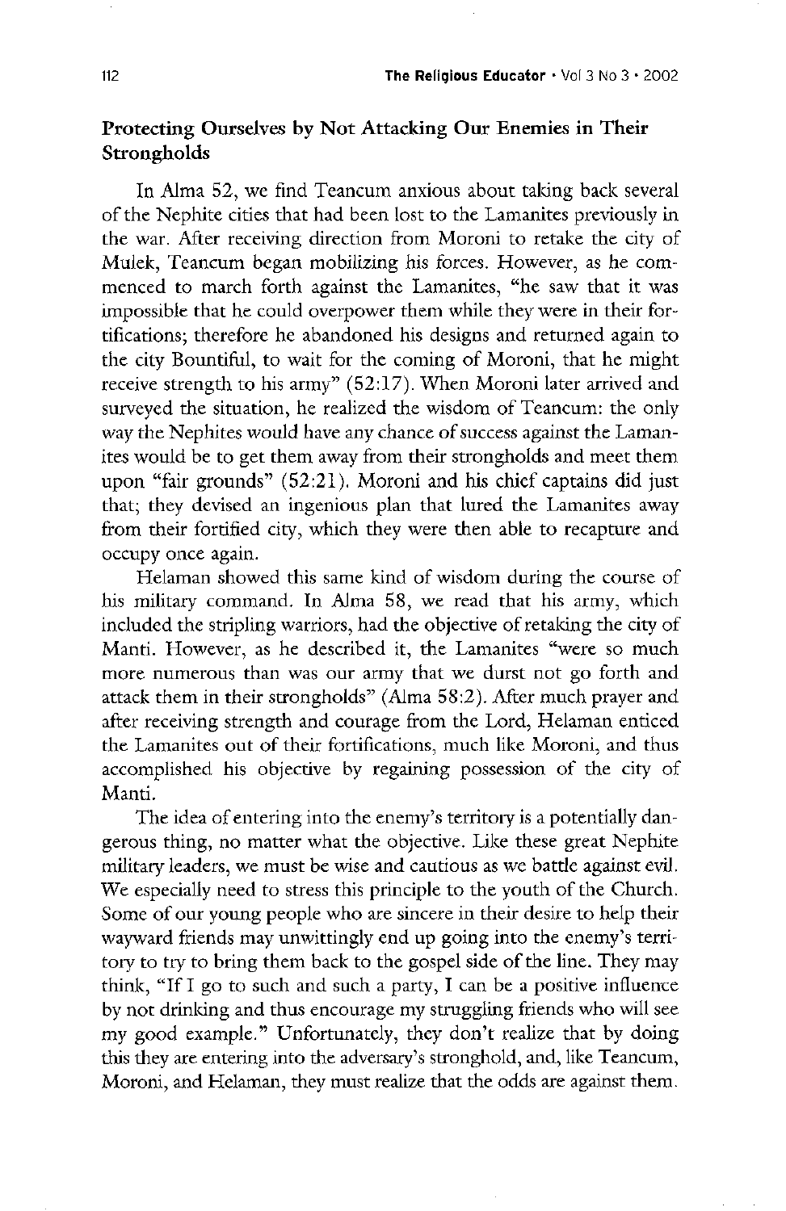## Protecting Ourselves by Not Attacking Our Enemies in Their Strongholds

In Alma 52, we find Teancum anxious about taking back several of the Nephite cities that had been lost to the Lamanites previously in the war. After receiving direction from Moroni to retake the city of Mulek, Teancum began mobilizing his forces. However, as he commenced to march forth against the Lamanites, "he saw that it was impossible that he could overpower them while they were in their fortifications; therefore he abandoned his designs and returned again to the city Bountiful, to wait for the coming of Moroni, that he might receive strength to his army" (52:17). When Moroni later arrived and surveyed the situation, he realized the wisdom of Teancum: the only way the Nephites would have any chance of success against the Lamanites would be to get them away from their strongholds and meet them upon "fair grounds" (52:21). Moroni and his chief captains did just that; they devised an ingenious plan that lured the Lamanites away from their fortified city, which they were then able to recapture and occupy once again.

Helaman showed this same kind of wisdom during the course of his military command. In Alma 58, we read that his army, which included the stripling warriors, had the objective of retaking the city of Manti. However, as he described it, the Lamanites "were so much more numerous than was our army that we durst not go forth and attack them in their strongholds" (Alma 58:2). After much prayer and after receiving strength and courage from the Lord, Helaman enticed the Lamanites out of their fortifications, much like Moroni, and thus accomplished his objective by regaining possession of the city of Manti.

The idea of entering into the enemy's territory is a potentially dangerous thing, no matter what the objective. Like these great Nephite military leaders, we must be wise and cautious as we battle against evil. We especially need to stress this principle to the youth of the Church. Some of our young people who are sincere in their desire to help their wayward friends may unwittingly end up going into the enemy's territory to try to bring them back to the gospel side of the line. They may think, "If I go to such and such a party, I can be a positive influence by not drinking and thus encourage my struggling friends who will see my good example." Unfortunately, they don't realize that by doing this they are entering into the adversary's stronghold, and, like Teancum, Moroni, and Helaman, they must realize that the odds are against them.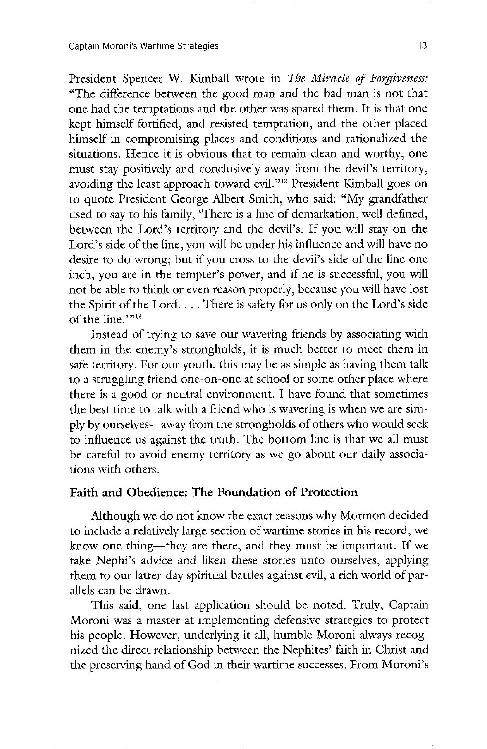President Spencer W. Kimball wrote in *The Miracle of Forgiveness:* "The difference between the good man and the bad man is not that one had the temptations and the other was spared them. It is that one kept himself fortified, and resisted temptation, and the other placed himself in compromising places and conditions and rationalized the situations. Hence it is obvious that to remain clean and worthy, one must stay positively and conclusively away from the devil's territory, avoiding the least approach toward evil."[12] President Kimball goes on to quote President George Albert Smith, who said: "My grandfather used to say to his family, 'There is a line of demarcation, well defined, between the Lord's territory and the devil's. If you will stay on the Lord's side of the line, you will be under his influence and will have no desire to do wrong; but if you cross to the devil's side of the line one inch, you are in the tempter's power, and if he is successful, you will not be able to think or even reason properly, because you will have lost the Spirit of the Lord. . . . There is safety for us only on the Lord's side of the line.'"[13]

Instead of trying to save our wavering friends by associating with them in the enemy's strongholds, it is much better to meet them in safe territory. For our youth, this may be as simple as having them talk to a struggling friend one-on-one at school or some other place where there is a good or neutral environment. I have found that sometimes the best time to talk with a friend who is wavering is when we are simply by ourselves—away from the strongholds of others who would seek to influence us against the truth. The bottom line is that we all must be careful to avoid enemy territory as we go about our daily associations with others.

### Faith and Obedience: The Foundation of Protection

Although we do not know the exact reasons why Mormon decided to include a relatively large section of wartime stories in his record, we know one thing—they are there, and they must be important. If we take Nephi's advice and liken these stories unto ourselves, applying them to our latter-day spiritual battles against evil, a rich world of parallels can be drawn.

This said, one last application should be noted. Truly, Captain Moroni was a master at implementing defensive strategies to protect his people. However, underlying it all, humble Moroni always recognized the direct relationship between the Nephites' faith in Christ and the preserving hand of God in their wartime successes. From Moroni's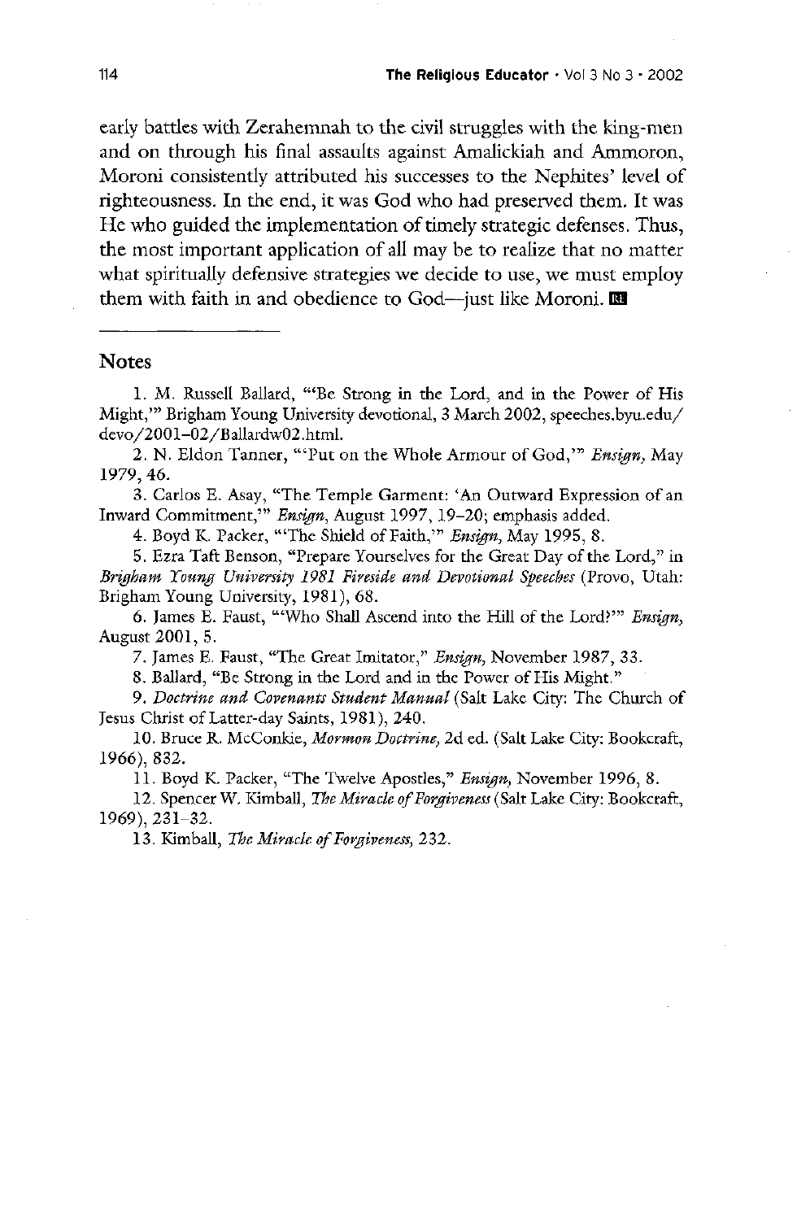early battles with Zerahemnah to the civil struggles with the king-men and on through his final assaults against Amalickiah and Ammoron, Moroni consistently attributed his successes to the Nephites' level of righteousness. In the end, it was God who had preserved them. It was He who guided the implementation of timely strategic defenses. Thus, the most important application of all may be to realize that no matter what spiritually defensive strategies we decide to use, we must employ them with faith in and obedience to God—just like Moroni.

## Notes

1. M. Russell Ballard, "'Be Strong in the Lord, and in the Power of His Might,'" Brigham Young University devotional, 3 March 2002, speeches.byu.edu/devo/2001-02/Ballardw02.html.

2. N. Eldon Tanner, "'Put on the Whole Armour of God,'" *Ensign*, May 1979, 46.

3. Carlos E. Asay, "The Temple Garment: 'An Outward Expression of an Inward Commitment,'" *Ensign*, August 1997, 19–20; emphasis added.

4. Boyd K. Packer, "'The Shield of Faith,'" *Ensign*, May 1995, 8.

5. Ezra Taft Benson, "Prepare Yourselves for the Great Day of the Lord," in *Brigham Young University 1981 Fireside and Devotional Speeches* (Provo, Utah: Brigham Young University, 1981), 68.

6. James E. Faust, "'Who Shall Ascend into the Hill of the Lord?'" *Ensign*, August 2001, 5.

7. James E. Faust, "The Great Imitator," *Ensign*, November 1987, 33.

8. Ballard, "Be Strong in the Lord and in the Power of His Might."

9. *Doctrine and Covenants Student Manual* (Salt Lake City: The Church of Jesus Christ of Latter-day Saints, 1981), 240.

10. Bruce R. McConkie, *Mormon Doctrine*, 2d ed. (Salt Lake City: Bookcraft, 1966), 832.

11. Boyd K. Packer, "The Twelve Apostles," *Ensign*, November 1996, 8.

12. Spencer W. Kimball, *The Miracle of Forgiveness* (Salt Lake City: Bookcraft, 1969), 231–32.

13. Kimball, *The Miracle of Forgiveness*, 232.